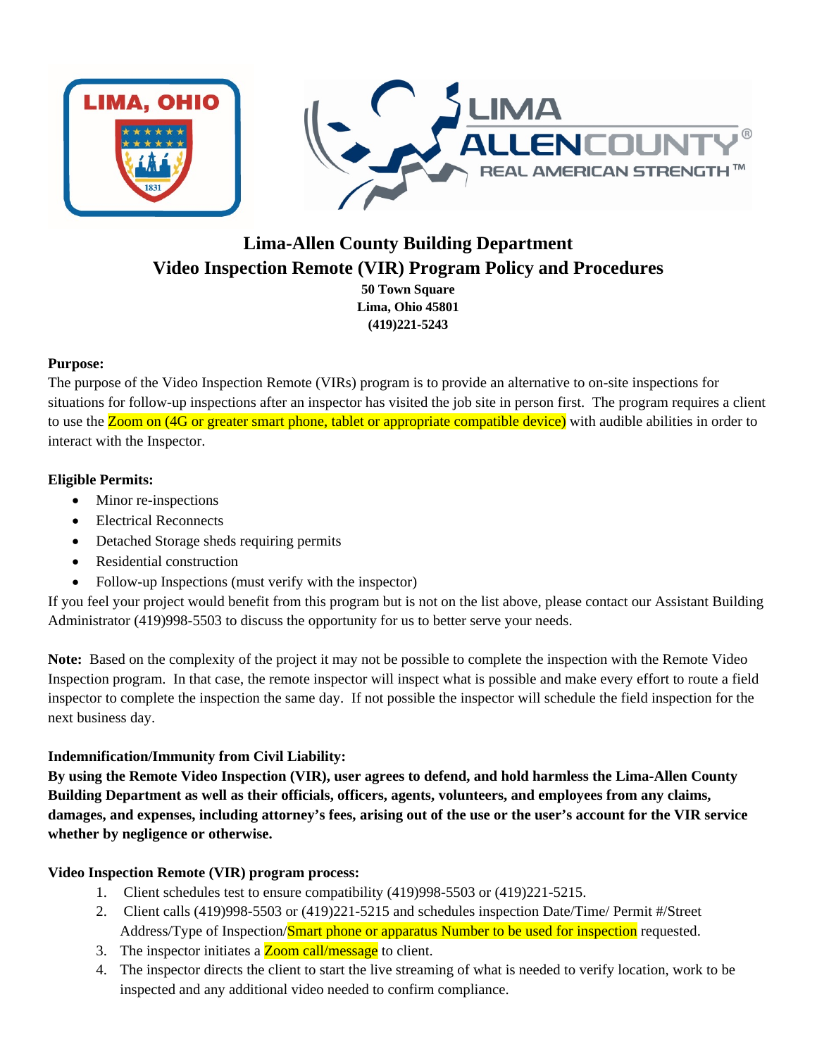# Lima-Allen County Building Department

## Video Inspection Remote (VIR) Program Policy and Procedures

**50 Town Square**
**Lima, Ohio 45801**
**(419)221-5243**

**Purpose:**

The purpose of the Video Inspection Remote (VIRs) program is to provide an alternative to on-site inspections for situations for follow-up inspections after an inspector has visited the job site in person first. The program requires a client to use the Zoom on (4G or greater smart phone, tablet or appropriate compatible device) with audible abilities in order to interact with the Inspector.

**Eligible Permits:**

- Minor re-inspections
- Electrical Reconnects
- Detached Storage sheds requiring permits
- Residential construction
- Follow-up Inspections (must verify with the inspector)

If you feel your project would benefit from this program but is not on the list above, please contact our Assistant Building Administrator (419)998-5503 to discuss the opportunity for us to better serve your needs.

**Note:** Based on the complexity of the project it may not be possible to complete the inspection with the Remote Video Inspection program. In that case, the remote inspector will inspect what is possible and make every effort to route a field inspector to complete the inspection the same day. If not possible the inspector will schedule the field inspection for the next business day.

**Indemnification/Immunity from Civil Liability:**

**By using the Remote Video Inspection (VIR), user agrees to defend, and hold harmless the Lima-Allen County Building Department as well as their officials, officers, agents, volunteers, and employees from any claims, damages, and expenses, including attorney's fees, arising out of the use or the user's account for the VIR service whether by negligence or otherwise.**

**Video Inspection Remote (VIR) program process:**

1. Client schedules test to ensure compatibility (419)998-5503 or (419)221-5215.
2. Client calls (419)998-5503 or (419)221-5215 and schedules inspection Date/Time/ Permit #/Street Address/Type of Inspection/Smart phone or apparatus Number to be used for inspection requested.
3. The inspector initiates a Zoom call/message to client.
4. The inspector directs the client to start the live streaming of what is needed to verify location, work to be inspected and any additional video needed to confirm compliance.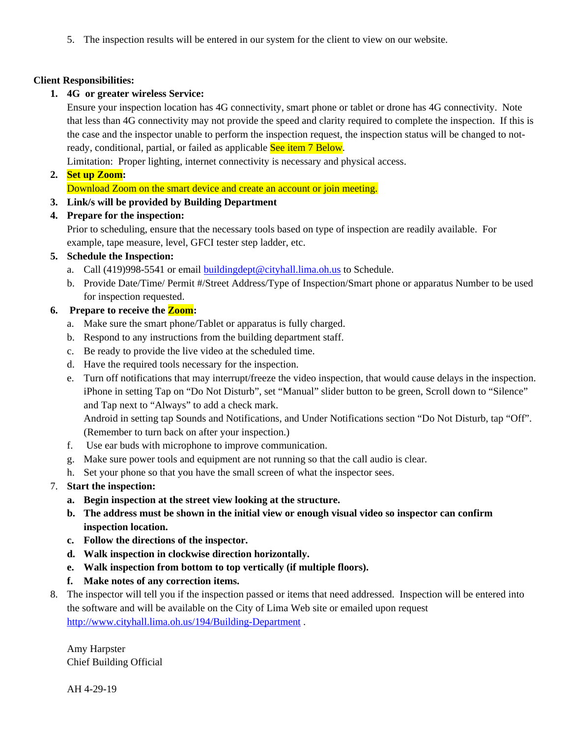5. The inspection results will be entered in our system for the client to view on our website.

**Client Responsibilities:**

1. **4G or greater wireless Service:**
   Ensure your inspection location has 4G connectivity, smart phone or tablet or drone has 4G connectivity. Note that less than 4G connectivity may not provide the speed and clarity required to complete the inspection. If this is the case and the inspector unable to perform the inspection request, the inspection status will be changed to not-ready, conditional, partial, or failed as applicable See item 7 Below.
   Limitation: Proper lighting, internet connectivity is necessary and physical access.
2. **Set up Zoom:**
   Download Zoom on the smart device and create an account or join meeting.
3. **Link/s will be provided by Building Department**
4. **Prepare for the inspection:**
   Prior to scheduling, ensure that the necessary tools based on type of inspection are readily available. For example, tape measure, level, GFCI tester step ladder, etc.
5. **Schedule the Inspection:**
   a. Call (419)998-5541 or email [buildingdept@cityhall.lima.oh.us](mailto:buildingdept@cityhall.lima.oh.us) to Schedule.
   b. Provide Date/Time/ Permit #/Street Address/Type of Inspection/Smart phone or apparatus Number to be used for inspection requested.
6. **Prepare to receive the Zoom:**
   a. Make sure the smart phone/Tablet or apparatus is fully charged.
   b. Respond to any instructions from the building department staff.
   c. Be ready to provide the live video at the scheduled time.
   d. Have the required tools necessary for the inspection.
   e. Turn off notifications that may interrupt/freeze the video inspection, that would cause delays in the inspection. iPhone in setting Tap on “Do Not Disturb”, set “Manual” slider button to be green, Scroll down to “Silence” and Tap next to “Always” to add a check mark.
   Android in setting tap Sounds and Notifications, and Under Notifications section “Do Not Disturb, tap “Off”. (Remember to turn back on after your inspection.)
   f. Use ear buds with microphone to improve communication.
   g. Make sure power tools and equipment are not running so that the call audio is clear.
   h. Set your phone so that you have the small screen of what the inspector sees.
7. **Start the inspection:**
   **a. Begin inspection at the street view looking at the structure.**
   **b. The address must be shown in the initial view or enough visual video so inspector can confirm inspection location.**
   **c. Follow the directions of the inspector.**
   **d. Walk inspection in clockwise direction horizontally.**
   **e. Walk inspection from bottom to top vertically (if multiple floors).**
   **f. Make notes of any correction items.**
8. The inspector will tell you if the inspection passed or items that need addressed. Inspection will be entered into the software and will be available on the City of Lima Web site or emailed upon request [http://www.cityhall.lima.oh.us/194/Building-Department](http://www.cityhall.lima.oh.us/194/Building-Department) .

Amy Harpster
Chief Building Official

AH 4-29-19